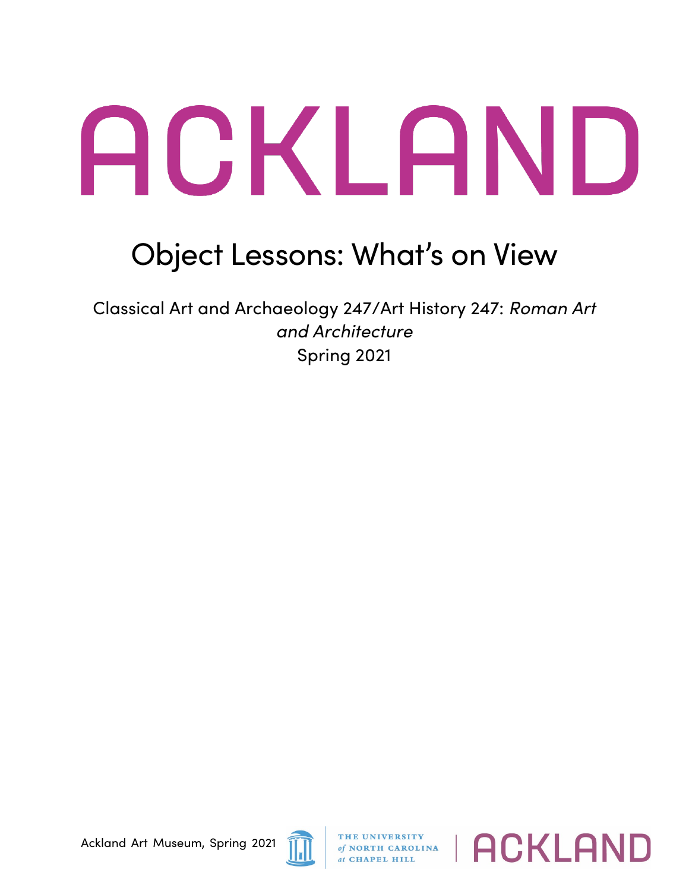# ACKLAND

## Object Lessons: What's on View

Classical Art and Archaeology 247/Art History 247: *Roman Art and Architecture*
Spring 2021

Ackland Art Museum, Spring 2021 THE UNIVERSITY *of* NORTH CAROLINA *at* CHAPEL HILL | ACKLAND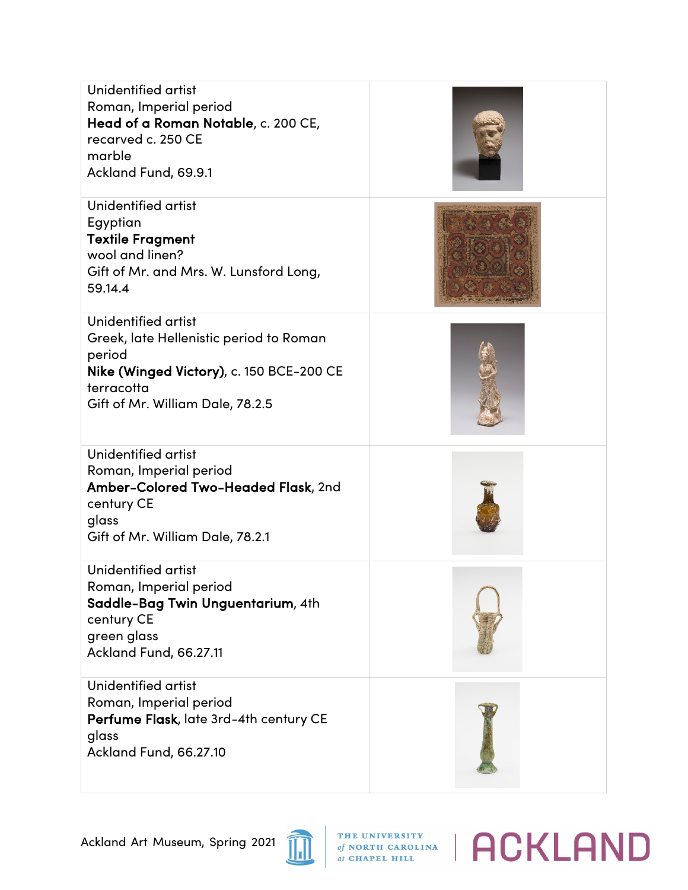| | |
|---|---|
| Unidentified artist<br>Roman, Imperial period<br>**Head of a Roman Notable**, c. 200 CE, recarved c. 250 CE<br>marble<br>Ackland Fund, 69.9.1 | |
| Unidentified artist<br>Egyptian<br>**Textile Fragment**<br>wool and linen?<br>Gift of Mr. and Mrs. W. Lunsford Long, 59.14.4 | |
| Unidentified artist<br>Greek, late Hellenistic period to Roman period<br>**Nike (Winged Victory)**, c. 150 BCE-200 CE<br>terracotta<br>Gift of Mr. William Dale, 78.2.5 | |
| Unidentified artist<br>Roman, Imperial period<br>**Amber-Colored Two-Headed Flask**, 2nd century CE<br>glass<br>Gift of Mr. William Dale, 78.2.1 | |
| Unidentified artist<br>Roman, Imperial period<br>**Saddle-Bag Twin Unguentarium**, 4th century CE<br>green glass<br>Ackland Fund, 66.27.11 | |
| Unidentified artist<br>Roman, Imperial period<br>**Perfume Flask**, late 3rd-4th century CE<br>glass<br>Ackland Fund, 66.27.10 | |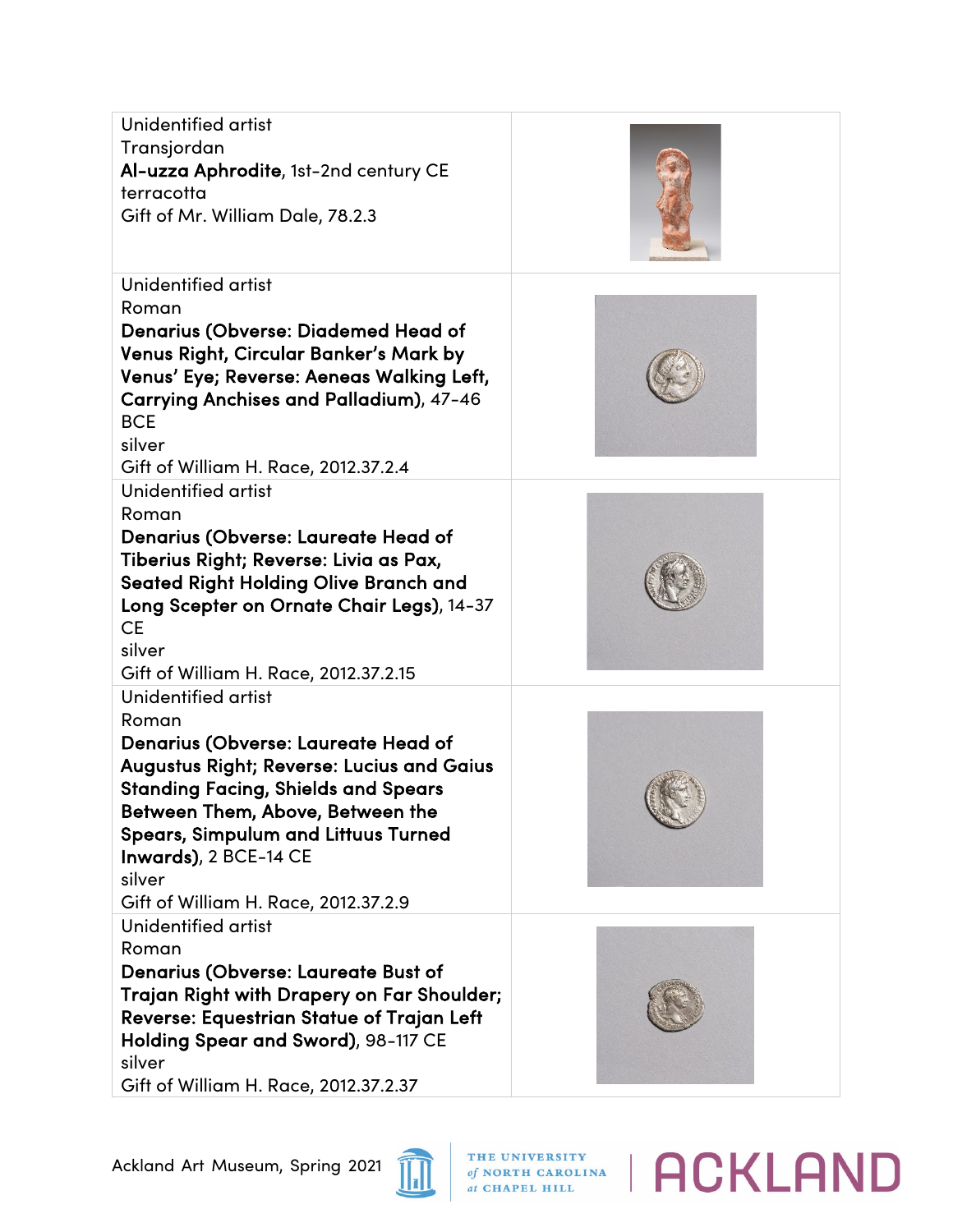| | |
|---|---|
| Unidentified artist<br>Transjordan<br>**Al-uzza Aphrodite**, 1st-2nd century CE<br>terracotta<br>Gift of Mr. William Dale, 78.2.3 | |
| Unidentified artist<br>Roman<br>**Denarius (Obverse: Diademed Head of Venus Right, Circular Banker's Mark by Venus' Eye; Reverse: Aeneas Walking Left, Carrying Anchises and Palladium)**, 47-46 BCE<br>silver<br>Gift of William H. Race, 2012.37.2.4 | |
| Unidentified artist<br>Roman<br>**Denarius (Obverse: Laureate Head of Tiberius Right; Reverse: Livia as Pax, Seated Right Holding Olive Branch and Long Scepter on Ornate Chair Legs)**, 14-37 CE<br>silver<br>Gift of William H. Race, 2012.37.2.15 | |
| Unidentified artist<br>Roman<br>**Denarius (Obverse: Laureate Head of Augustus Right; Reverse: Lucius and Gaius Standing Facing, Shields and Spears Between Them, Above, Between the Spears, Simpulum and Littuus Turned Inwards)**, 2 BCE-14 CE<br>silver<br>Gift of William H. Race, 2012.37.2.9 | |
| Unidentified artist<br>Roman<br>**Denarius (Obverse: Laureate Bust of Trajan Right with Drapery on Far Shoulder; Reverse: Equestrian Statue of Trajan Left Holding Spear and Sword)**, 98-117 CE<br>silver<br>Gift of William H. Race, 2012.37.2.37 | |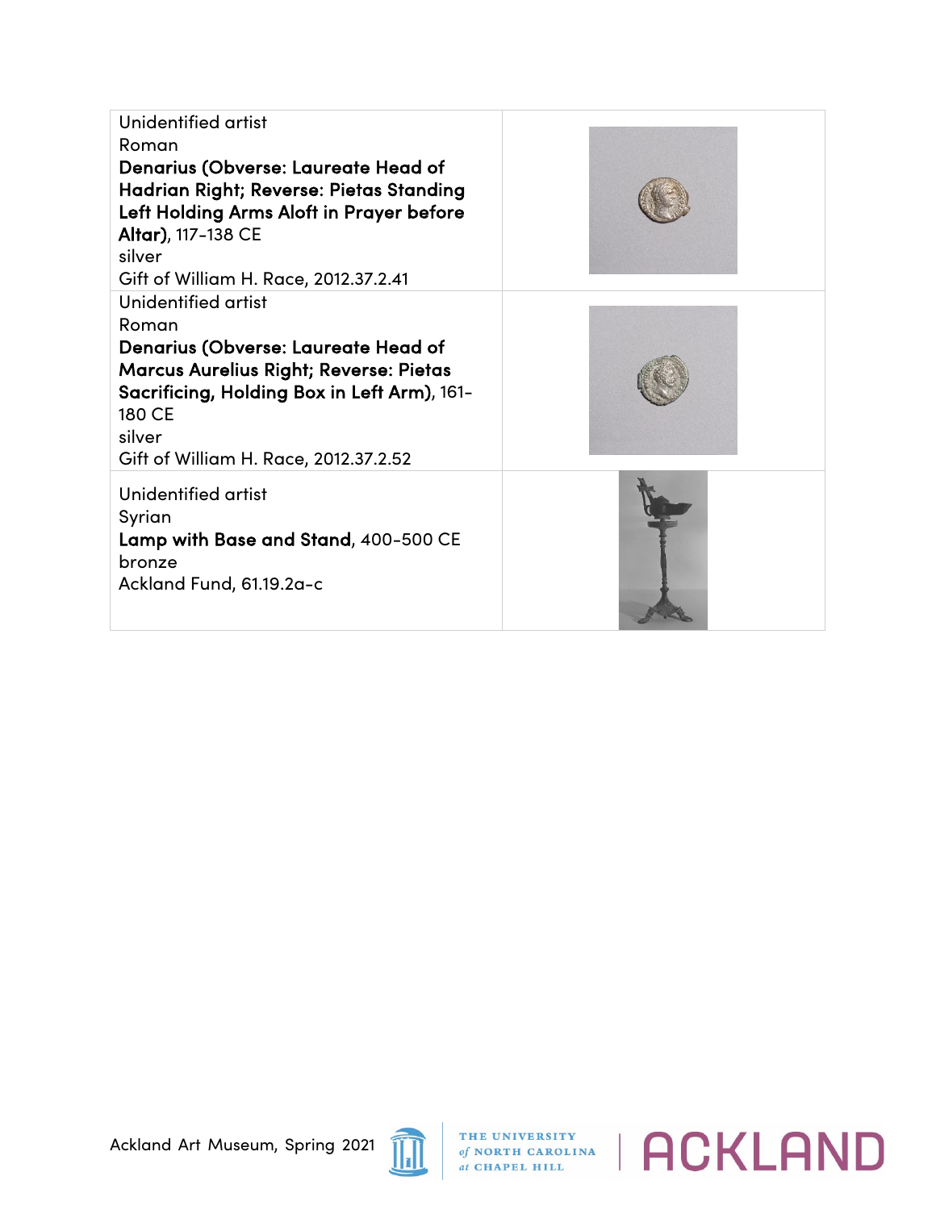| | |
|---|---|
| Unidentified artist<br>Roman<br>**Denarius (Obverse: Laureate Head of Hadrian Right; Reverse: Pietas Standing Left Holding Arms Aloft in Prayer before Altar)**, 117-138 CE<br>silver<br>Gift of William H. Race, 2012.37.2.41 | |
| Unidentified artist<br>Roman<br>**Denarius (Obverse: Laureate Head of Marcus Aurelius Right; Reverse: Pietas Sacrificing, Holding Box in Left Arm)**, 161-180 CE<br>silver<br>Gift of William H. Race, 2012.37.2.52 | |
| Unidentified artist<br>Syrian<br>**Lamp with Base and Stand**, 400-500 CE<br>bronze<br>Ackland Fund, 61.19.2a-c | |